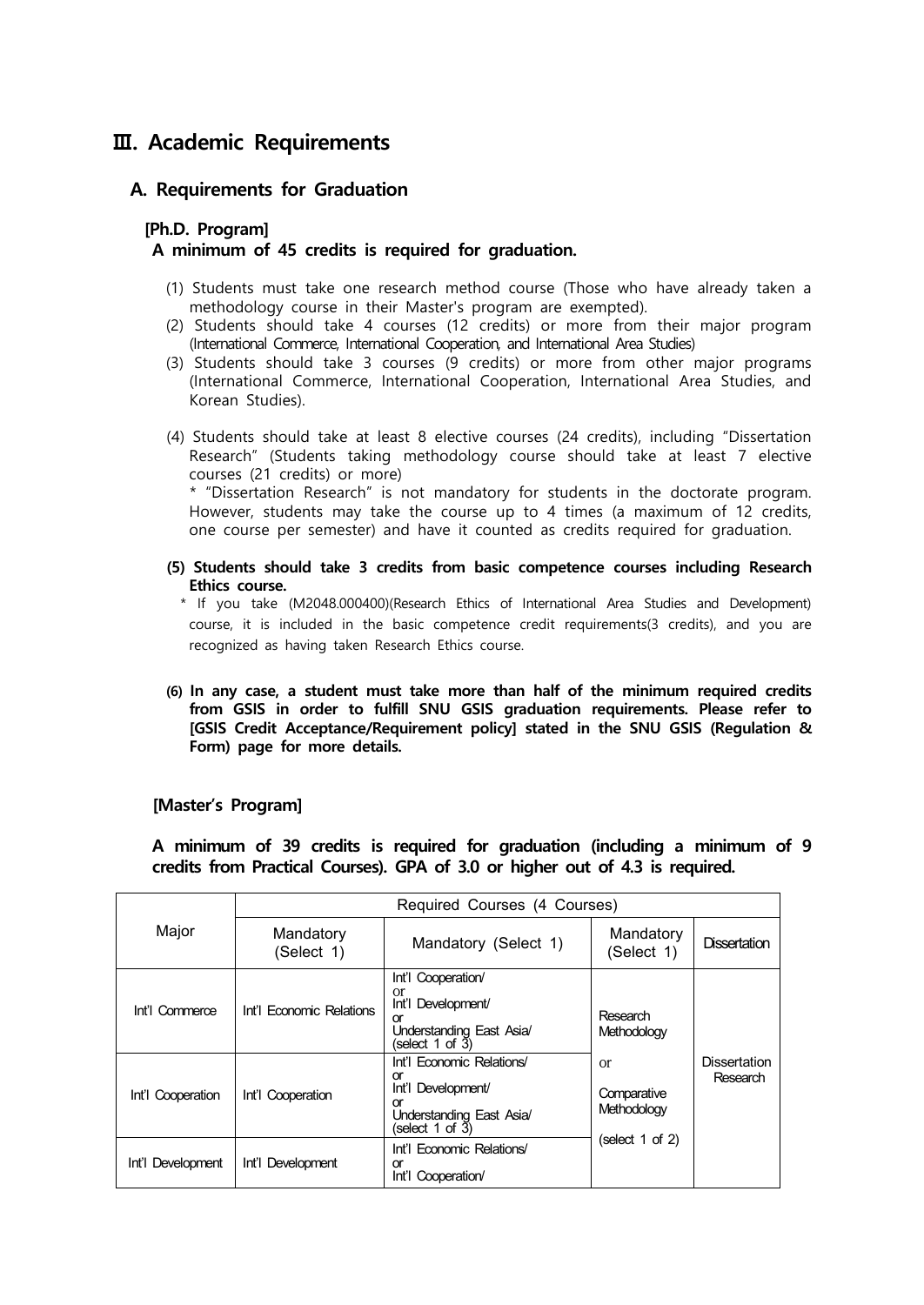# Ⅲ. Academic Requirements

## A. Requirements for Graduation

### [Ph.D. Program]

**A minimum of 45 credits is required for graduation.**

(1) Students must take one research method course (Those who have already taken a methodology course in their Master's program are exempted).

(2) Students should take 4 courses (12 credits) or more from their major program (International Commerce, International Cooperation, and International Area Studies)

(3) Students should take 3 courses (9 credits) or more from other major programs (International Commerce, International Cooperation, International Area Studies, and Korean Studies).

(4) Students should take at least 8 elective courses (24 credits), including "Dissertation Research" (Students taking methodology course should take at least 7 elective courses (21 credits) or more)

\* "Dissertation Research" is not mandatory for students in the doctorate program. However, students may take the course up to 4 times (a maximum of 12 credits, one course per semester) and have it counted as credits required for graduation.

**(5) Students should take 3 credits from basic competence courses including Research Ethics course.**

\* If you take (M2048.000400)(Research Ethics of International Area Studies and Development) course, it is included in the basic competence credit requirements(3 credits), and you are recognized as having taken Research Ethics course.

**(6) In any case, a student must take more than half of the minimum required credits from GSIS in order to fulfill SNU GSIS graduation requirements. Please refer to [GSIS Credit Acceptance/Requirement policy] stated in the SNU GSIS (Regulation & Form) page for more details.**

### [Master's Program]

**A minimum of 39 credits is required for graduation (including a minimum of 9 credits from Practical Courses). GPA of 3.0 or higher out of 4.3 is required.**

| Major | Required Courses (4 Courses) | | | |
|---|---|---|---|---|
| | Mandatory (Select 1) | Mandatory (Select 1) | Mandatory (Select 1) | Dissertation |
| Int'l Commerce | Int'l Economic Relations | Int'l Cooperation/ or Int'l Development/ or Understanding East Asia/ (select 1 of 3) | Research Methodology or Comparative Methodology (select 1 of 2) | Dissertation Research |
| Int'l Cooperation | Int'l Cooperation | Int'l Economic Relations/ or Int'l Development/ or Understanding East Asia/ (select 1 of 3) | | |
| Int'l Development | Int'l Development | Int'l Economic Relations/ or Int'l Cooperation/ | | |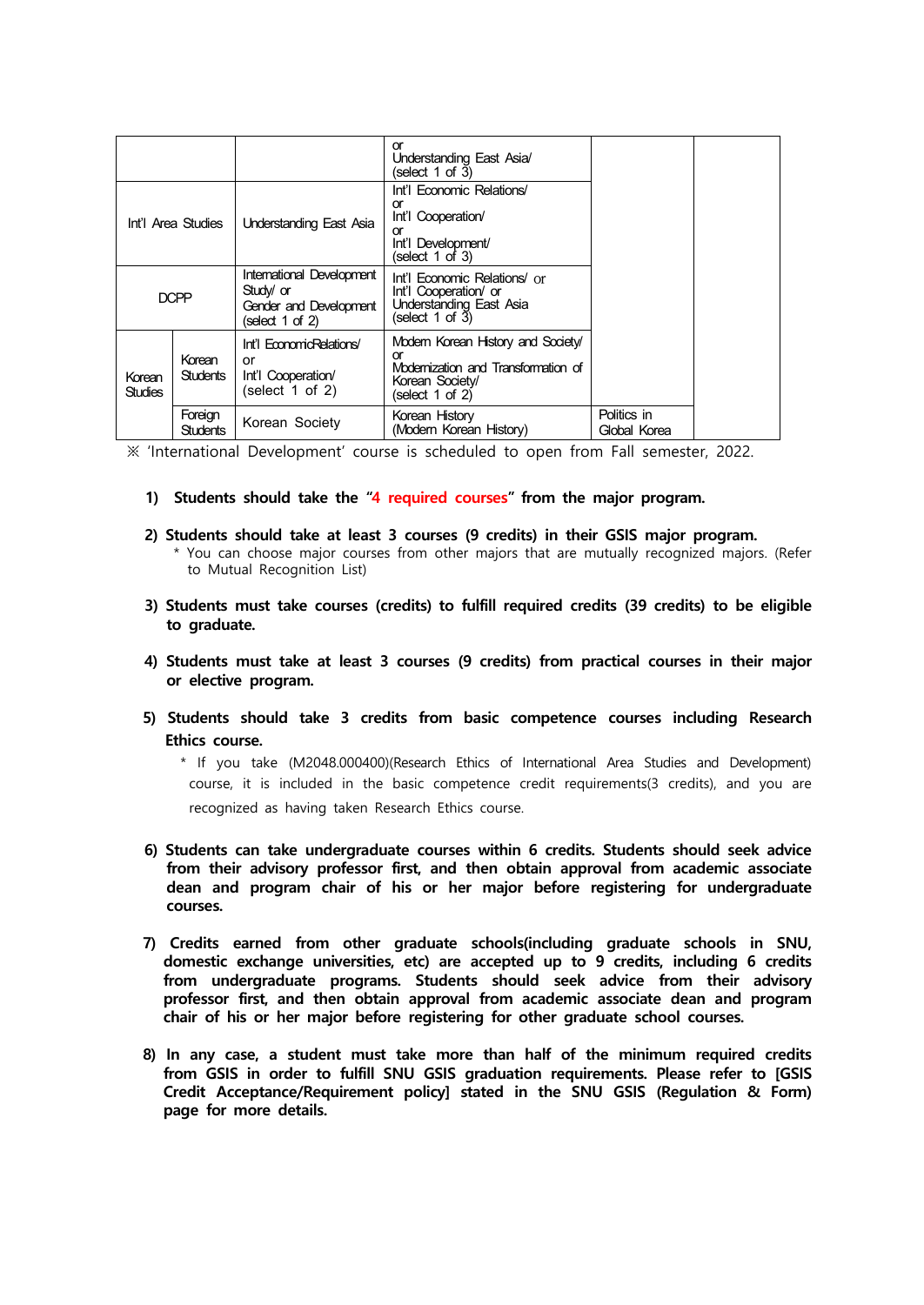| | | | | | |
|---|---|---|---|---|---|
| | | | or<br>Understanding East Asia/<br>(select 1 of 3) | | |
| Int'l Area Studies | | Understanding East Asia | Int'l Economic Relations/<br>or<br>Int'l Cooperation/<br>or<br>Int'l Development/<br>(select 1 of 3) | | |
| DCPP | | International Development Study/ or<br>Gender and Development<br>(select 1 of 2) | Int'l Economic Relations/ or<br>Int'l Cooperation/ or<br>Understanding East Asia<br>(select 1 of 3) | | |
| Korean Studies | Korean Students | Int'l EconomicRelations/<br>or<br>Int'l Cooperation/<br>(select 1 of 2) | Modern Korean History and Society/<br>or<br>Modernization and Transformation of Korean Society/<br>(select 1 of 2) | | |
| | Foreign Students | Korean Society | Korean History<br>(Modern Korean History) | Politics in Global Korea | |

※ 'International Development' course is scheduled to open from Fall semester, 2022.

1) **Students should take the "4 required courses" from the major program.**

2) **Students should take at least 3 courses (9 credits) in their GSIS major program.**
   * You can choose major courses from other majors that are mutually recognized majors. (Refer to Mutual Recognition List)

3) **Students must take courses (credits) to fulfill required credits (39 credits) to be eligible to graduate.**

4) **Students must take at least 3 courses (9 credits) from practical courses in their major or elective program.**

5) **Students should take 3 credits from basic competence courses including Research Ethics course.**
   * If you take (M2048.000400)(Research Ethics of International Area Studies and Development) course, it is included in the basic competence credit requirements(3 credits), and you are recognized as having taken Research Ethics course.

6) **Students can take undergraduate courses within 6 credits. Students should seek advice from their advisory professor first, and then obtain approval from academic associate dean and program chair of his or her major before registering for undergraduate courses.**

7) **Credits earned from other graduate schools(including graduate schools in SNU, domestic exchange universities, etc) are accepted up to 9 credits, including 6 credits from undergraduate programs. Students should seek advice from their advisory professor first, and then obtain approval from academic associate dean and program chair of his or her major before registering for other graduate school courses.**

8) **In any case, a student must take more than half of the minimum required credits from GSIS in order to fulfill SNU GSIS graduation requirements. Please refer to [GSIS Credit Acceptance/Requirement policy] stated in the SNU GSIS (Regulation & Form) page for more details.**